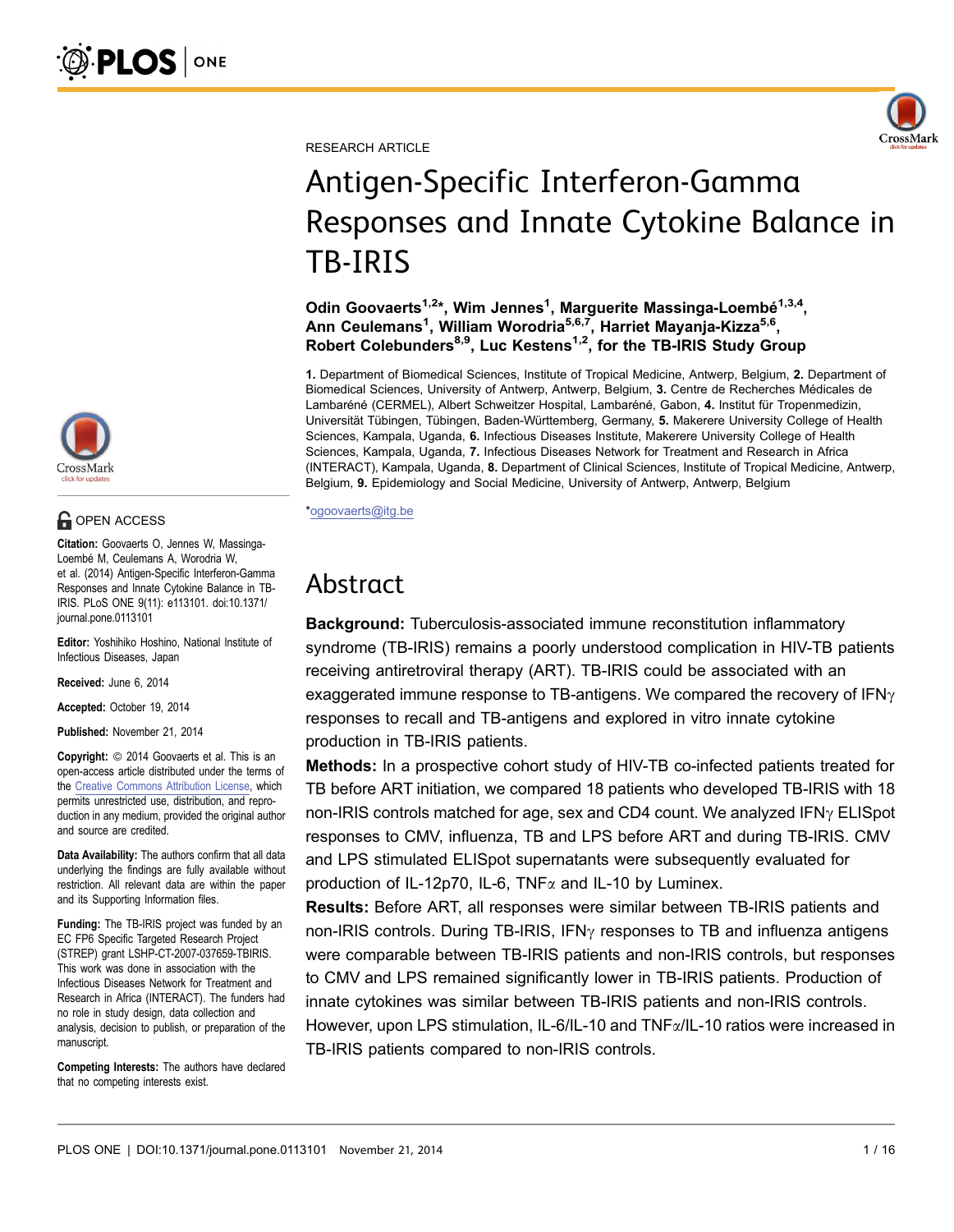RESEARCH ARTICLE

# Antigen-Specific Interferon-Gamma Responses and Innate Cytokine Balance in TB-IRIS

**Odin Goovaerts[1,2]*, Wim Jennes[1], Marguerite Massinga-Loembé[1,3,4], Ann Ceulemans[1], William Worodria[5,6,7], Harriet Mayanja-Kizza[5,6], Robert Colebunders[8,9], Luc Kestens[1,2], for the TB-IRIS Study Group**

**1.** Department of Biomedical Sciences, Institute of Tropical Medicine, Antwerp, Belgium, **2.** Department of Biomedical Sciences, University of Antwerp, Antwerp, Belgium, **3.** Centre de Recherches Médicales de Lambaréné (CERMEL), Albert Schweitzer Hospital, Lambaréné, Gabon, **4.** Institut für Tropenmedizin, Universität Tübingen, Tübingen, Baden-Württemberg, Germany, **5.** Makerere University College of Health Sciences, Kampala, Uganda, **6.** Infectious Diseases Institute, Makerere University College of Health Sciences, Kampala, Uganda, **7.** Infectious Diseases Network for Treatment and Research in Africa (INTERACT), Kampala, Uganda, **8.** Department of Clinical Sciences, Institute of Tropical Medicine, Antwerp, Belgium, **9.** Epidemiology and Social Medicine, University of Antwerp, Antwerp, Belgium

*ogoovaerts@itg.be

OPEN ACCESS

**Citation:** Goovaerts O, Jennes W, Massinga-Loembé M, Ceulemans A, Worodria W, et al. (2014) Antigen-Specific Interferon-Gamma Responses and Innate Cytokine Balance in TB-IRIS. PLoS ONE 9(11): e113101. doi:10.1371/journal.pone.0113101

**Editor:** Yoshihiko Hoshino, National Institute of Infectious Diseases, Japan

**Received:** June 6, 2014

**Accepted:** October 19, 2014

**Published:** November 21, 2014

**Copyright:** © 2014 Goovaerts et al. This is an open-access article distributed under the terms of the Creative Commons Attribution License, which permits unrestricted use, distribution, and reproduction in any medium, provided the original author and source are credited.

**Data Availability:** The authors confirm that all data underlying the findings are fully available without restriction. All relevant data are within the paper and its Supporting Information files.

**Funding:** The TB-IRIS project was funded by an EC FP6 Specific Targeted Research Project (STREP) grant LSHP-CT-2007-037659-TBIRIS. This work was done in association with the Infectious Diseases Network for Treatment and Research in Africa (INTERACT). The funders had no role in study design, data collection and analysis, decision to publish, or preparation of the manuscript.

**Competing Interests:** The authors have declared that no competing interests exist.

## Abstract

**Background:** Tuberculosis-associated immune reconstitution inflammatory syndrome (TB-IRIS) remains a poorly understood complication in HIV-TB patients receiving antiretroviral therapy (ART). TB-IRIS could be associated with an exaggerated immune response to TB-antigens. We compared the recovery of IFN$\gamma$ responses to recall and TB-antigens and explored in vitro innate cytokine production in TB-IRIS patients.

**Methods:** In a prospective cohort study of HIV-TB co-infected patients treated for TB before ART initiation, we compared 18 patients who developed TB-IRIS with 18 non-IRIS controls matched for age, sex and CD4 count. We analyzed IFN$\gamma$ ELISpot responses to CMV, influenza, TB and LPS before ART and during TB-IRIS. CMV and LPS stimulated ELISpot supernatants were subsequently evaluated for production of IL-12p70, IL-6, TNF$\alpha$ and IL-10 by Luminex.

**Results:** Before ART, all responses were similar between TB-IRIS patients and non-IRIS controls. During TB-IRIS, IFN$\gamma$ responses to TB and influenza antigens were comparable between TB-IRIS patients and non-IRIS controls, but responses to CMV and LPS remained significantly lower in TB-IRIS patients. Production of innate cytokines was similar between TB-IRIS patients and non-IRIS controls. However, upon LPS stimulation, IL-6/IL-10 and TNF$\alpha$/IL-10 ratios were increased in TB-IRIS patients compared to non-IRIS controls.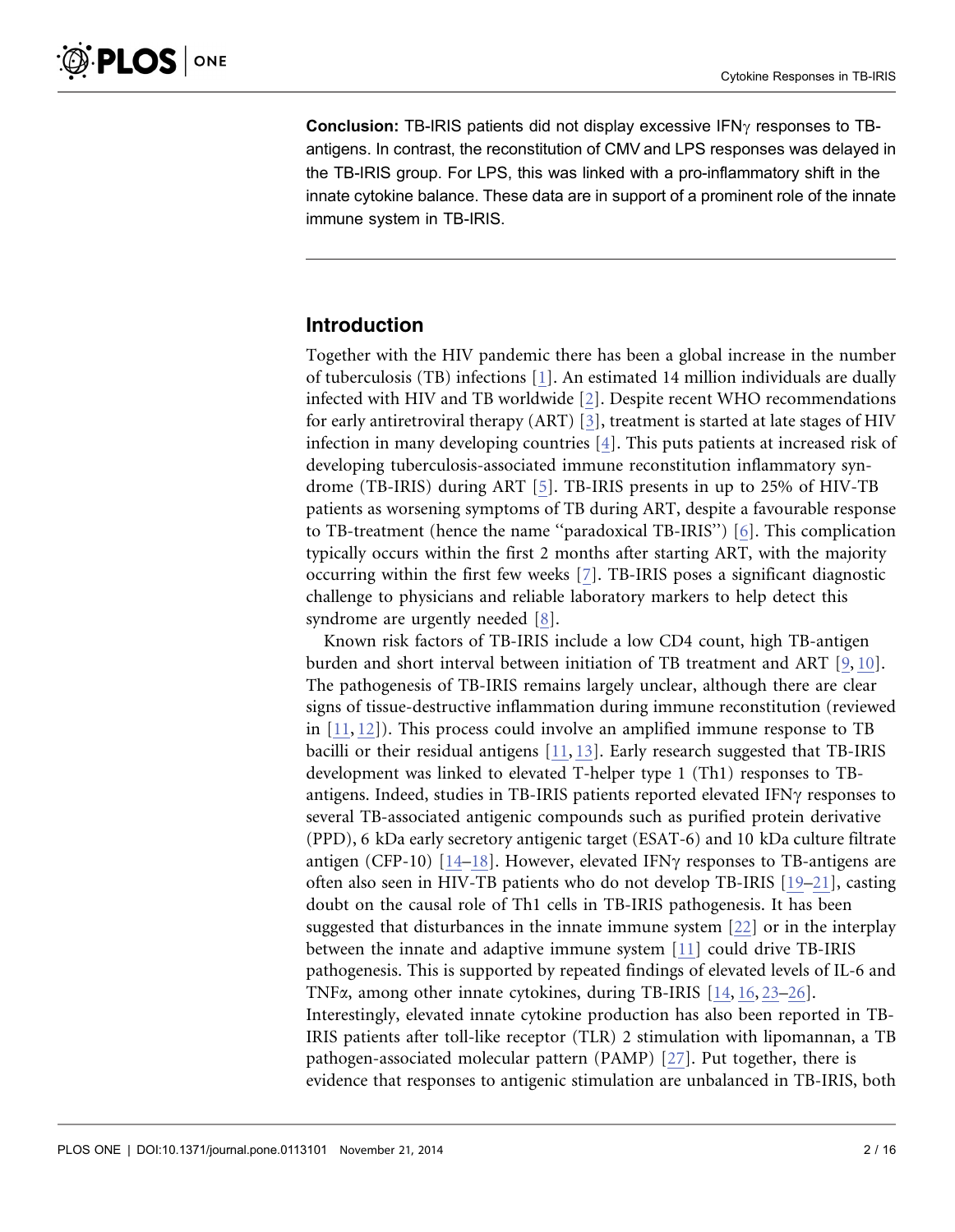**Conclusion:** TB-IRIS patients did not display excessive IFNγ responses to TB-antigens. In contrast, the reconstitution of CMV and LPS responses was delayed in the TB-IRIS group. For LPS, this was linked with a pro-inflammatory shift in the innate cytokine balance. These data are in support of a prominent role of the innate immune system in TB-IRIS.

## Introduction

Together with the HIV pandemic there has been a global increase in the number of tuberculosis (TB) infections [1]. An estimated 14 million individuals are dually infected with HIV and TB worldwide [2]. Despite recent WHO recommendations for early antiretroviral therapy (ART) [3], treatment is started at late stages of HIV infection in many developing countries [4]. This puts patients at increased risk of developing tuberculosis-associated immune reconstitution inflammatory syndrome (TB-IRIS) during ART [5]. TB-IRIS presents in up to 25% of HIV-TB patients as worsening symptoms of TB during ART, despite a favourable response to TB-treatment (hence the name ''paradoxical TB-IRIS'') [6]. This complication typically occurs within the first 2 months after starting ART, with the majority occurring within the first few weeks [7]. TB-IRIS poses a significant diagnostic challenge to physicians and reliable laboratory markers to help detect this syndrome are urgently needed [8].

Known risk factors of TB-IRIS include a low CD4 count, high TB-antigen burden and short interval between initiation of TB treatment and ART [9, 10]. The pathogenesis of TB-IRIS remains largely unclear, although there are clear signs of tissue-destructive inflammation during immune reconstitution (reviewed in [11, 12]). This process could involve an amplified immune response to TB bacilli or their residual antigens [11, 13]. Early research suggested that TB-IRIS development was linked to elevated T-helper type 1 (Th1) responses to TB-antigens. Indeed, studies in TB-IRIS patients reported elevated IFNγ responses to several TB-associated antigenic compounds such as purified protein derivative (PPD), 6 kDa early secretory antigenic target (ESAT-6) and 10 kDa culture filtrate antigen (CFP-10) [14–18]. However, elevated IFNγ responses to TB-antigens are often also seen in HIV-TB patients who do not develop TB-IRIS [19–21], casting doubt on the causal role of Th1 cells in TB-IRIS pathogenesis. It has been suggested that disturbances in the innate immune system [22] or in the interplay between the innate and adaptive immune system [11] could drive TB-IRIS pathogenesis. This is supported by repeated findings of elevated levels of IL-6 and TNFα, among other innate cytokines, during TB-IRIS [14, 16, 23–26]. Interestingly, elevated innate cytokine production has also been reported in TB-IRIS patients after toll-like receptor (TLR) 2 stimulation with lipomannan, a TB pathogen-associated molecular pattern (PAMP) [27]. Put together, there is evidence that responses to antigenic stimulation are unbalanced in TB-IRIS, both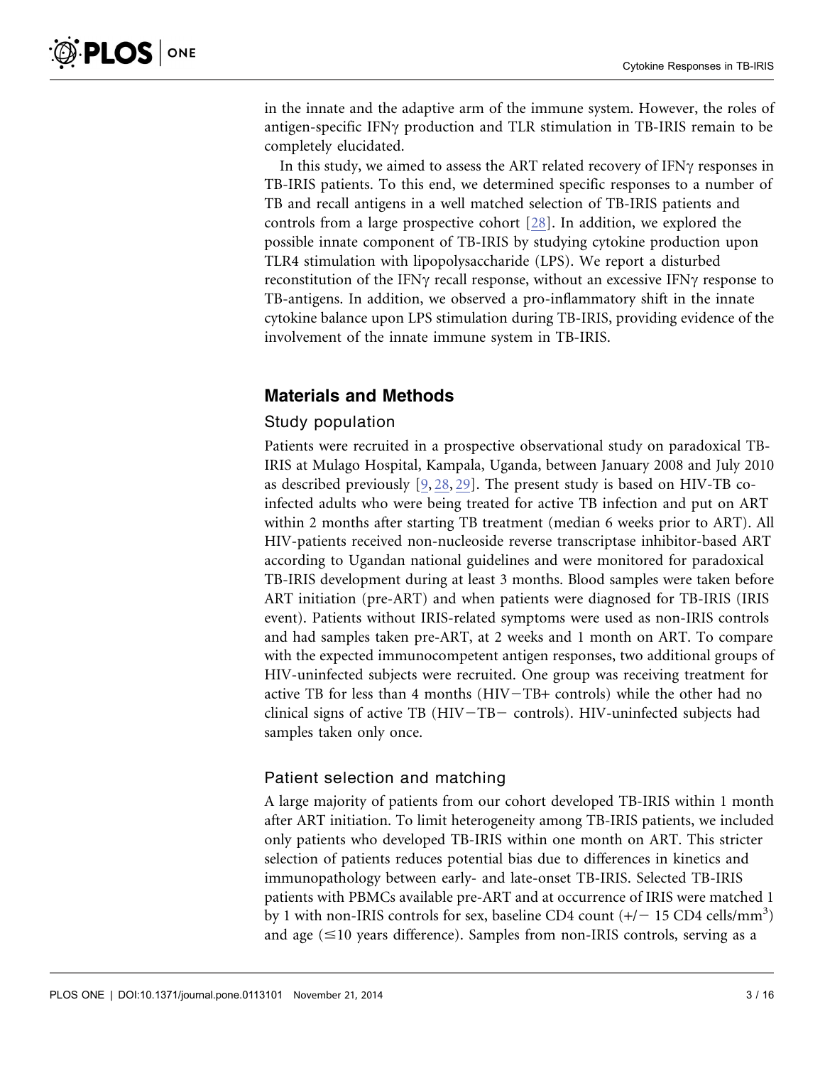in the innate and the adaptive arm of the immune system. However, the roles of antigen-specific IFNγ production and TLR stimulation in TB-IRIS remain to be completely elucidated.

In this study, we aimed to assess the ART related recovery of IFNγ responses in TB-IRIS patients. To this end, we determined specific responses to a number of TB and recall antigens in a well matched selection of TB-IRIS patients and controls from a large prospective cohort [28]. In addition, we explored the possible innate component of TB-IRIS by studying cytokine production upon TLR4 stimulation with lipopolysaccharide (LPS). We report a disturbed reconstitution of the IFNγ recall response, without an excessive IFNγ response to TB-antigens. In addition, we observed a pro-inflammatory shift in the innate cytokine balance upon LPS stimulation during TB-IRIS, providing evidence of the involvement of the innate immune system in TB-IRIS.

## Materials and Methods

### Study population

Patients were recruited in a prospective observational study on paradoxical TB-IRIS at Mulago Hospital, Kampala, Uganda, between January 2008 and July 2010 as described previously [9, 28, 29]. The present study is based on HIV-TB co-infected adults who were being treated for active TB infection and put on ART within 2 months after starting TB treatment (median 6 weeks prior to ART). All HIV-patients received non-nucleoside reverse transcriptase inhibitor-based ART according to Ugandan national guidelines and were monitored for paradoxical TB-IRIS development during at least 3 months. Blood samples were taken before ART initiation (pre-ART) and when patients were diagnosed for TB-IRIS (IRIS event). Patients without IRIS-related symptoms were used as non-IRIS controls and had samples taken pre-ART, at 2 weeks and 1 month on ART. To compare with the expected immunocompetent antigen responses, two additional groups of HIV-uninfected subjects were recruited. One group was receiving treatment for active TB for less than 4 months (HIV−TB+ controls) while the other had no clinical signs of active TB (HIV−TB− controls). HIV-uninfected subjects had samples taken only once.

### Patient selection and matching

A large majority of patients from our cohort developed TB-IRIS within 1 month after ART initiation. To limit heterogeneity among TB-IRIS patients, we included only patients who developed TB-IRIS within one month on ART. This stricter selection of patients reduces potential bias due to differences in kinetics and immunopathology between early- and late-onset TB-IRIS. Selected TB-IRIS patients with PBMCs available pre-ART and at occurrence of IRIS were matched 1 by 1 with non-IRIS controls for sex, baseline CD4 count (+/− 15 CD4 cells/mm$^3$) and age (≤10 years difference). Samples from non-IRIS controls, serving as a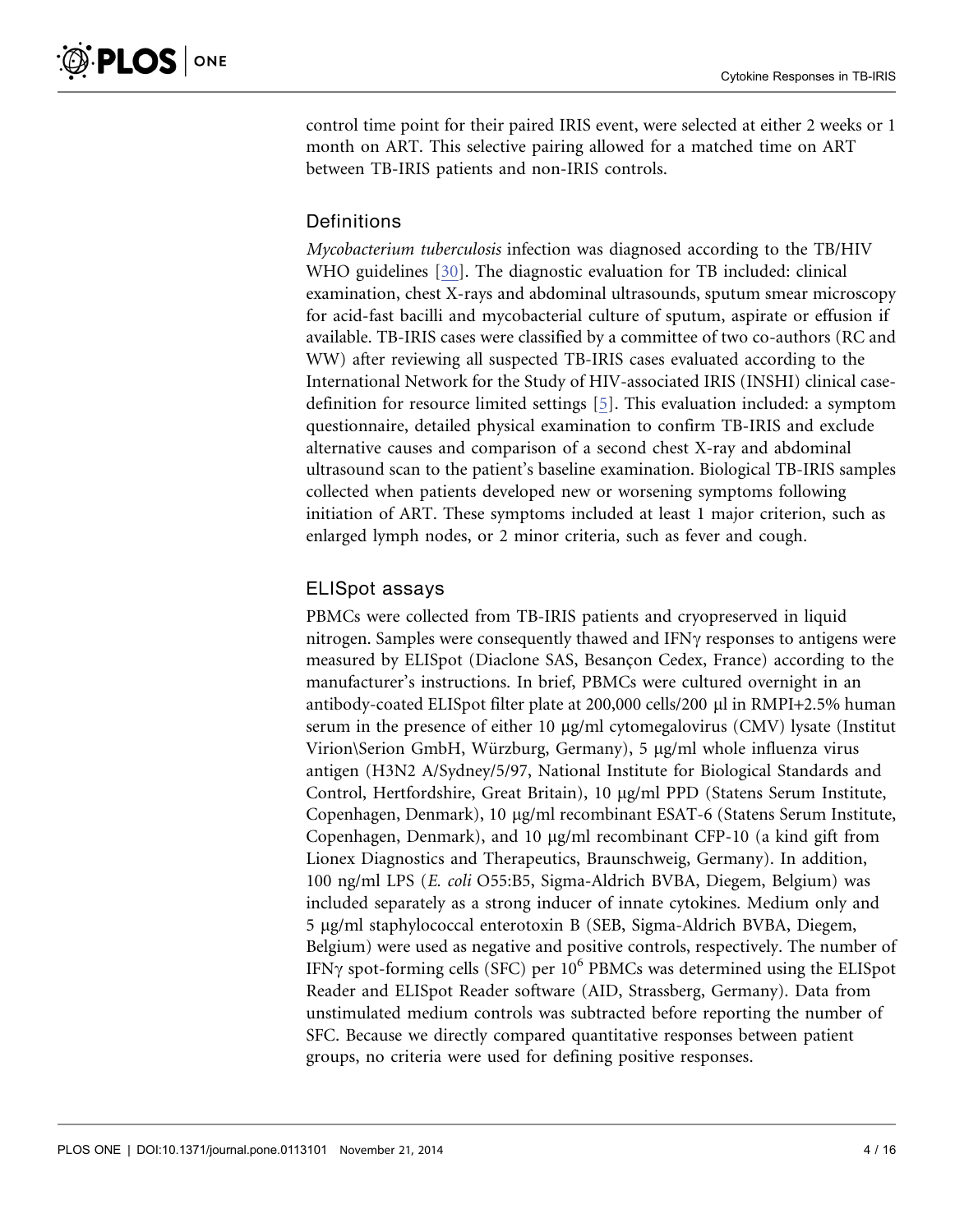control time point for their paired IRIS event, were selected at either 2 weeks or 1 month on ART. This selective pairing allowed for a matched time on ART between TB-IRIS patients and non-IRIS controls.

## Definitions

*Mycobacterium tuberculosis* infection was diagnosed according to the TB/HIV WHO guidelines [30]. The diagnostic evaluation for TB included: clinical examination, chest X-rays and abdominal ultrasounds, sputum smear microscopy for acid-fast bacilli and mycobacterial culture of sputum, aspirate or effusion if available. TB-IRIS cases were classified by a committee of two co-authors (RC and WW) after reviewing all suspected TB-IRIS cases evaluated according to the International Network for the Study of HIV-associated IRIS (INSHI) clinical case-definition for resource limited settings [5]. This evaluation included: a symptom questionnaire, detailed physical examination to confirm TB-IRIS and exclude alternative causes and comparison of a second chest X-ray and abdominal ultrasound scan to the patient's baseline examination. Biological TB-IRIS samples collected when patients developed new or worsening symptoms following initiation of ART. These symptoms included at least 1 major criterion, such as enlarged lymph nodes, or 2 minor criteria, such as fever and cough.

## ELISpot assays

PBMCs were collected from TB-IRIS patients and cryopreserved in liquid nitrogen. Samples were consequently thawed and IFNγ responses to antigens were measured by ELISpot (Diaclone SAS, Besançon Cedex, France) according to the manufacturer's instructions. In brief, PBMCs were cultured overnight in an antibody-coated ELISpot filter plate at 200,000 cells/200 µl in RMPI+2.5% human serum in the presence of either 10 µg/ml cytomegalovirus (CMV) lysate (Institut Virion\Serion GmbH, Würzburg, Germany), 5 µg/ml whole influenza virus antigen (H3N2 A/Sydney/5/97, National Institute for Biological Standards and Control, Hertfordshire, Great Britain), 10 µg/ml PPD (Statens Serum Institute, Copenhagen, Denmark), 10 µg/ml recombinant ESAT-6 (Statens Serum Institute, Copenhagen, Denmark), and 10 µg/ml recombinant CFP-10 (a kind gift from Lionex Diagnostics and Therapeutics, Braunschweig, Germany). In addition, 100 ng/ml LPS (*E. coli* O55:B5, Sigma-Aldrich BVBA, Diegem, Belgium) was included separately as a strong inducer of innate cytokines. Medium only and 5 µg/ml staphylococcal enterotoxin B (SEB, Sigma-Aldrich BVBA, Diegem, Belgium) were used as negative and positive controls, respectively. The number of IFNγ spot-forming cells (SFC) per $10^6$ PBMCs was determined using the ELISpot Reader and ELISpot Reader software (AID, Strassberg, Germany). Data from unstimulated medium controls was subtracted before reporting the number of SFC. Because we directly compared quantitative responses between patient groups, no criteria were used for defining positive responses.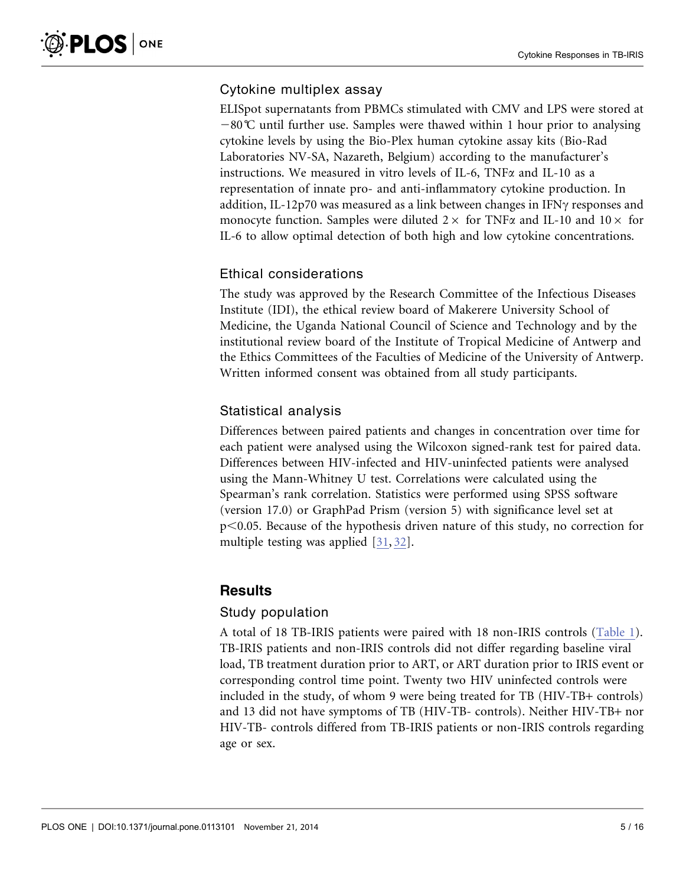### Cytokine multiplex assay

ELISpot supernatants from PBMCs stimulated with CMV and LPS were stored at −80℃ until further use. Samples were thawed within 1 hour prior to analysing cytokine levels by using the Bio-Plex human cytokine assay kits (Bio-Rad Laboratories NV-SA, Nazareth, Belgium) according to the manufacturer's instructions. We measured in vitro levels of IL-6, TNFα and IL-10 as a representation of innate pro- and anti-inflammatory cytokine production. In addition, IL-12p70 was measured as a link between changes in IFNγ responses and monocyte function. Samples were diluted 2× for TNFα and IL-10 and 10× for IL-6 to allow optimal detection of both high and low cytokine concentrations.

### Ethical considerations

The study was approved by the Research Committee of the Infectious Diseases Institute (IDI), the ethical review board of Makerere University School of Medicine, the Uganda National Council of Science and Technology and by the institutional review board of the Institute of Tropical Medicine of Antwerp and the Ethics Committees of the Faculties of Medicine of the University of Antwerp. Written informed consent was obtained from all study participants.

### Statistical analysis

Differences between paired patients and changes in concentration over time for each patient were analysed using the Wilcoxon signed-rank test for paired data. Differences between HIV-infected and HIV-uninfected patients were analysed using the Mann-Whitney U test. Correlations were calculated using the Spearman's rank correlation. Statistics were performed using SPSS software (version 17.0) or GraphPad Prism (version 5) with significance level set at $p<0.05$. Because of the hypothesis driven nature of this study, no correction for multiple testing was applied [31, 32].

## Results

### Study population

A total of 18 TB-IRIS patients were paired with 18 non-IRIS controls (Table 1). TB-IRIS patients and non-IRIS controls did not differ regarding baseline viral load, TB treatment duration prior to ART, or ART duration prior to IRIS event or corresponding control time point. Twenty two HIV uninfected controls were included in the study, of whom 9 were being treated for TB (HIV-TB+ controls) and 13 did not have symptoms of TB (HIV-TB- controls). Neither HIV-TB+ nor HIV-TB- controls differed from TB-IRIS patients or non-IRIS controls regarding age or sex.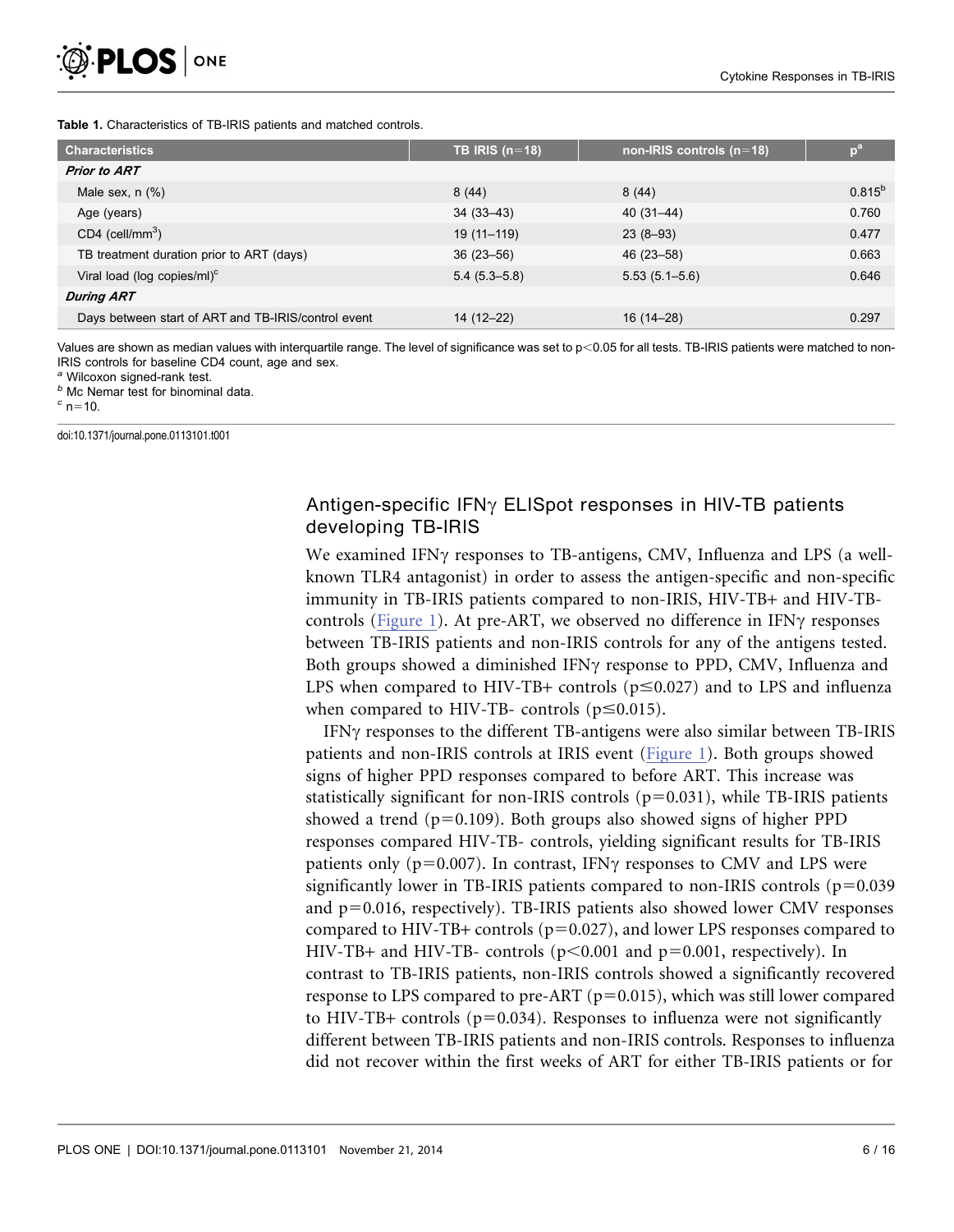**Table 1.** Characteristics of TB-IRIS patients and matched controls.

| Characteristics | TB IRIS (n=18) | non-IRIS controls (n=18) | p[a] |
|---|---|---|---|
| ***Prior to ART*** | | | |
| Male sex, n (%) | 8 (44) | 8 (44) | 0.815[b] |
| Age (years) | 34 (33–43) | 40 (31–44) | 0.760 |
| CD4 (cell/mm$^3$) | 19 (11–119) | 23 (8–93) | 0.477 |
| TB treatment duration prior to ART (days) | 36 (23–56) | 46 (23–58) | 0.663 |
| Viral load (log copies/ml)[c] | 5.4 (5.3–5.8) | 5.53 (5.1–5.6) | 0.646 |
| ***During ART*** | | | |
| Days between start of ART and TB-IRIS/control event | 14 (12–22) | 16 (14–28) | 0.297 |

Values are shown as median values with interquartile range. The level of significance was set to $p<0.05$ for all tests. TB-IRIS patients were matched to non-IRIS controls for baseline CD4 count, age and sex.

[a] Wilcoxon signed-rank test.

[b] Mc Nemar test for binominal data.

[c] n=10.

doi:10.1371/journal.pone.0113101.t001

## Antigen-specific IFNγ ELISpot responses in HIV-TB patients developing TB-IRIS

We examined IFNγ responses to TB-antigens, CMV, Influenza and LPS (a well-known TLR4 antagonist) in order to assess the antigen-specific and non-specific immunity in TB-IRIS patients compared to non-IRIS, HIV-TB+ and HIV-TB- controls (Figure 1). At pre-ART, we observed no difference in IFNγ responses between TB-IRIS patients and non-IRIS controls for any of the antigens tested. Both groups showed a diminished IFNγ response to PPD, CMV, Influenza and LPS when compared to HIV-TB+ controls ($p\leq0.027$) and to LPS and influenza when compared to HIV-TB- controls ($p\leq0.015$).

IFNγ responses to the different TB-antigens were also similar between TB-IRIS patients and non-IRIS controls at IRIS event (Figure 1). Both groups showed signs of higher PPD responses compared to before ART. This increase was statistically significant for non-IRIS controls ($p=0.031$), while TB-IRIS patients showed a trend ($p=0.109$). Both groups also showed signs of higher PPD responses compared HIV-TB- controls, yielding significant results for TB-IRIS patients only ($p=0.007$). In contrast, IFNγ responses to CMV and LPS were significantly lower in TB-IRIS patients compared to non-IRIS controls ($p=0.039$ and $p=0.016$, respectively). TB-IRIS patients also showed lower CMV responses compared to HIV-TB+ controls ($p=0.027$), and lower LPS responses compared to HIV-TB+ and HIV-TB- controls ($p<0.001$ and $p=0.001$, respectively). In contrast to TB-IRIS patients, non-IRIS controls showed a significantly recovered response to LPS compared to pre-ART ($p=0.015$), which was still lower compared to HIV-TB+ controls ($p=0.034$). Responses to influenza were not significantly different between TB-IRIS patients and non-IRIS controls. Responses to influenza did not recover within the first weeks of ART for either TB-IRIS patients or for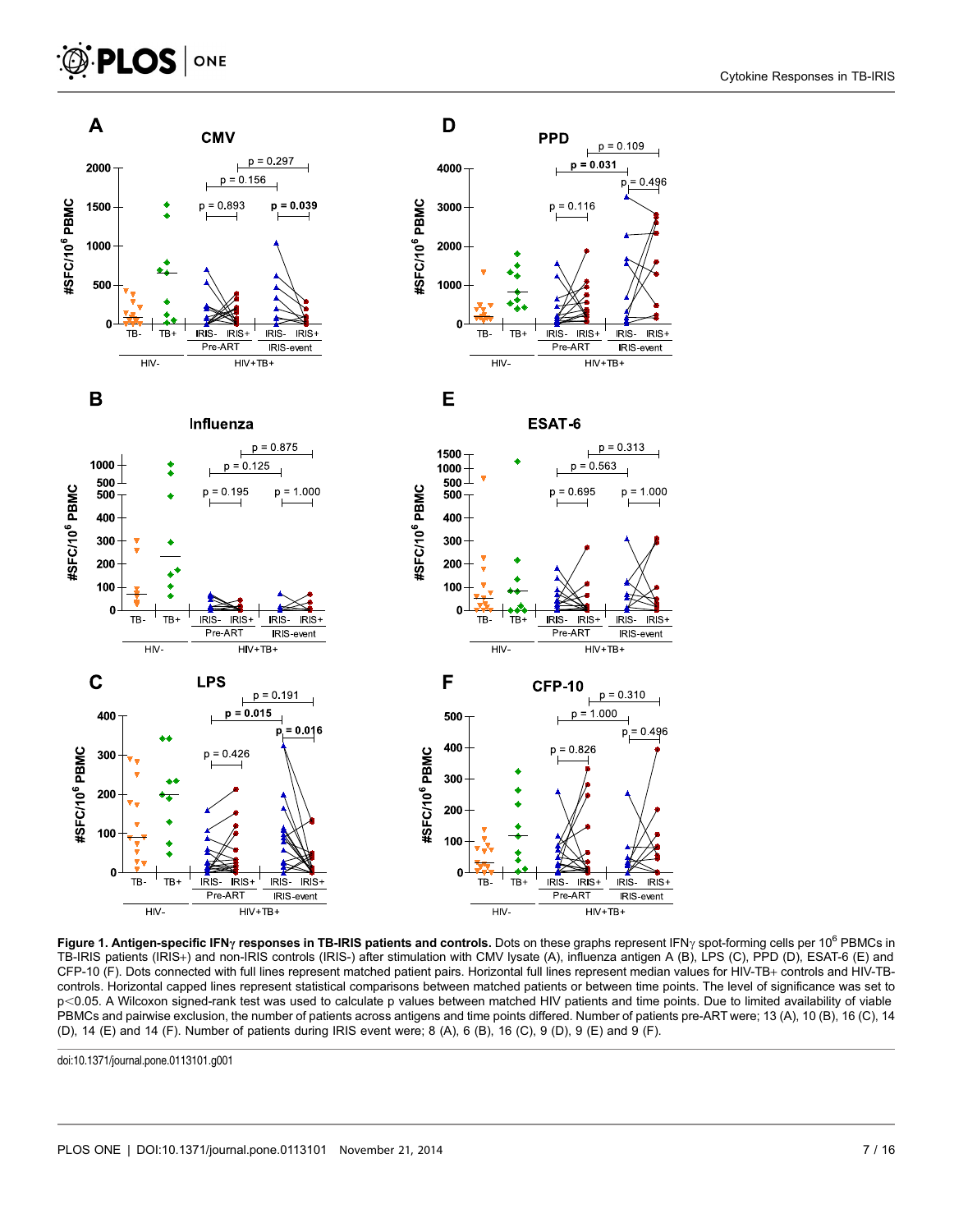**Figure 1. Antigen-specific IFNγ responses in TB-IRIS patients and controls.** Dots on these graphs represent IFNγ spot-forming cells per $10^6$ PBMCs in TB-IRIS patients (IRIS+) and non-IRIS controls (IRIS-) after stimulation with CMV lysate (A), influenza antigen A (B), LPS (C), PPD (D), ESAT-6 (E) and CFP-10 (F). Dots connected with full lines represent matched patient pairs. Horizontal full lines represent median values for HIV-TB+ controls and HIV-TB- controls. Horizontal capped lines represent statistical comparisons between matched patients or between time points. The level of significance was set to $p<0.05$. A Wilcoxon signed-rank test was used to calculate p values between matched HIV patients and time points. Due to limited availability of viable PBMCs and pairwise exclusion, the number of patients across antigens and time points differed. Number of patients pre-ART were; 13 (A), 10 (B), 16 (C), 14 (D), 14 (E) and 14 (F). Number of patients during IRIS event were; 8 (A), 6 (B), 16 (C), 9 (D), 9 (E) and 9 (F).

doi:10.1371/journal.pone.0113101.g001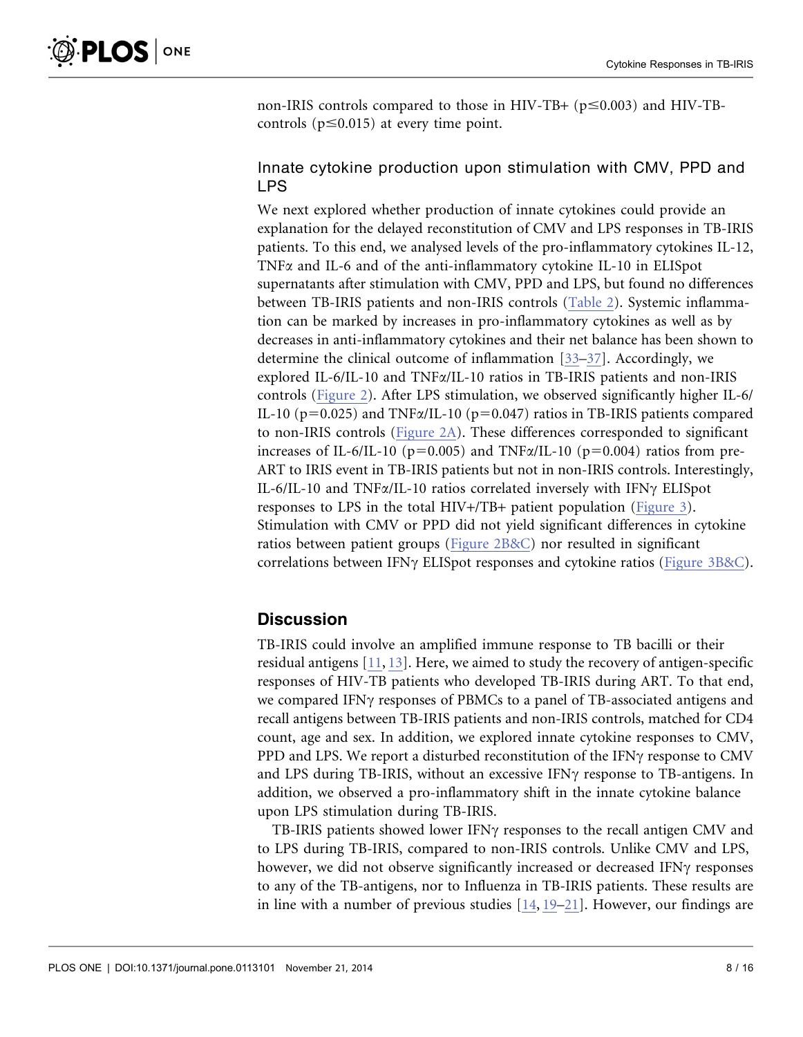non-IRIS controls compared to those in HIV-TB+ ($p \leq 0.003$) and HIV-TB- controls ($p \leq 0.015$) at every time point.

### Innate cytokine production upon stimulation with CMV, PPD and LPS

We next explored whether production of innate cytokines could provide an explanation for the delayed reconstitution of CMV and LPS responses in TB-IRIS patients. To this end, we analysed levels of the pro-inflammatory cytokines IL-12, TNFα and IL-6 and of the anti-inflammatory cytokine IL-10 in ELISpot supernatants after stimulation with CMV, PPD and LPS, but found no differences between TB-IRIS patients and non-IRIS controls (Table 2). Systemic inflammation can be marked by increases in pro-inflammatory cytokines as well as by decreases in anti-inflammatory cytokines and their net balance has been shown to determine the clinical outcome of inflammation [33–37]. Accordingly, we explored IL-6/IL-10 and TNFα/IL-10 ratios in TB-IRIS patients and non-IRIS controls (Figure 2). After LPS stimulation, we observed significantly higher IL-6/IL-10 ($p = 0.025$) and TNFα/IL-10 ($p = 0.047$) ratios in TB-IRIS patients compared to non-IRIS controls (Figure 2A). These differences corresponded to significant increases of IL-6/IL-10 ($p = 0.005$) and TNFα/IL-10 ($p = 0.004$) ratios from pre-ART to IRIS event in TB-IRIS patients but not in non-IRIS controls. Interestingly, IL-6/IL-10 and TNFα/IL-10 ratios correlated inversely with IFNγ ELISpot responses to LPS in the total HIV+/TB+ patient population (Figure 3). Stimulation with CMV or PPD did not yield significant differences in cytokine ratios between patient groups (Figure 2B&C) nor resulted in significant correlations between IFNγ ELISpot responses and cytokine ratios (Figure 3B&C).

## Discussion

TB-IRIS could involve an amplified immune response to TB bacilli or their residual antigens [11, 13]. Here, we aimed to study the recovery of antigen-specific responses of HIV-TB patients who developed TB-IRIS during ART. To that end, we compared IFNγ responses of PBMCs to a panel of TB-associated antigens and recall antigens between TB-IRIS patients and non-IRIS controls, matched for CD4 count, age and sex. In addition, we explored innate cytokine responses to CMV, PPD and LPS. We report a disturbed reconstitution of the IFNγ response to CMV and LPS during TB-IRIS, without an excessive IFNγ response to TB-antigens. In addition, we observed a pro-inflammatory shift in the innate cytokine balance upon LPS stimulation during TB-IRIS.

TB-IRIS patients showed lower IFNγ responses to the recall antigen CMV and to LPS during TB-IRIS, compared to non-IRIS controls. Unlike CMV and LPS, however, we did not observe significantly increased or decreased IFNγ responses to any of the TB-antigens, nor to Influenza in TB-IRIS patients. These results are in line with a number of previous studies [14, 19–21]. However, our findings are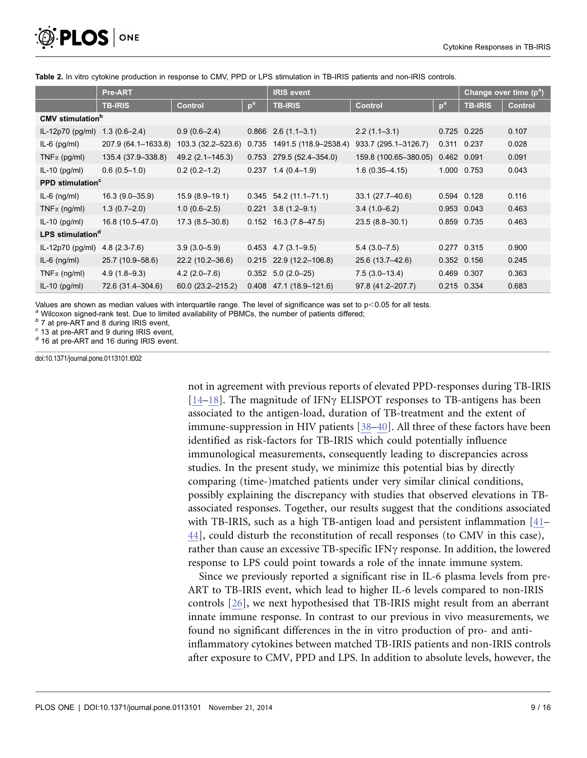**Table 2.** In vitro cytokine production in response to CMV, PPD or LPS stimulation in TB-IRIS patients and non-IRIS controls.

| | Pre-ART | | | IRIS event | | | Change over time (p[a]) | |
|---|---|---|---|---|---|---|---|---|
| | TB-IRIS | Control | p[a] | TB-IRIS | Control | p[a] | TB-IRIS | Control |
| **CMV stimulation[b]** | | | | | | | | |
| IL-12p70 (pg/ml) | 1.3 (0.6–2.4) | 0.9 (0.6–2.4) | 0.866 | 2.6 (1.1–3.1) | 2.2 (1.1–3.1) | 0.725 | 0.225 | 0.107 |
| IL-6 (pg/ml) | 207.9 (64.1–1633.8) | 103.3 (32.2–523.6) | 0.735 | 1491.5 (118.9–2538.4) | 933.7 (295.1–3126.7) | 0.311 | 0.237 | 0.028 |
| TNFα (pg/ml) | 135.4 (37.9–338.8) | 49.2 (2.1–145.3) | 0.753 | 279.5 (52.4–354.0) | 159.8 (100.65–380.05) | 0.462 | 0.091 | 0.091 |
| IL-10 (pg/ml) | 0.6 (0.5–1.0) | 0.2 (0.2–1.2) | 0.237 | 1.4 (0.4–1.9) | 1.6 (0.35–4.15) | 1.000 | 0.753 | 0.043 |
| **PPD stimulation[c]** | | | | | | | | |
| IL-6 (ng/ml) | 16.3 (9.0–35.9) | 15.9 (8.9–19.1) | 0.345 | 54.2 (11.1–71.1) | 33.1 (27.7–40.6) | 0.594 | 0.128 | 0.116 |
| TNFα (ng/ml) | 1.3 (0.7–2.0) | 1.0 (0.6–2.5) | 0.221 | 3.8 (1.2–9.1) | 3.4 (1.0–6.2) | 0.953 | 0.043 | 0.463 |
| IL-10 (pg/ml) | 16.8 (10.5–47.0) | 17.3 (8.5–30.8) | 0.152 | 16.3 (7.8–47.5) | 23.5 (8.8–30.1) | 0.859 | 0.735 | 0.463 |
| **LPS stimulation[d]** | | | | | | | | |
| IL-12p70 (pg/ml) | 4.8 (2.3-7.6) | 3.9 (3.0–5.9) | 0.453 | 4.7 (3.1–9.5) | 5.4 (3.0–7.5) | 0.277 | 0.315 | 0.900 |
| IL-6 (ng/ml) | 25.7 (10.9–58.6) | 22.2 (10.2–36.6) | 0.215 | 22.9 (12.2–106.8) | 25.6 (13.7–42.6) | 0.352 | 0.156 | 0.245 |
| TNFα (ng/ml) | 4.9 (1.8–9.3) | 4.2 (2.0–7.6) | 0.352 | 5.0 (2.0–25) | 7.5 (3.0–13.4) | 0.469 | 0.307 | 0.363 |
| IL-10 (pg/ml) | 72.6 (31.4–304.6) | 60.0 (23.2–215.2) | 0.408 | 47.1 (18.9–121.6) | 97.8 (41.2–207.7) | 0.215 | 0.334 | 0.683 |

Values are shown as median values with interquartile range. The level of significance was set to $p<0.05$ for all tests.

[a] Wilcoxon signed-rank test. Due to limited availability of PBMCs, the number of patients differed;

[b] 7 at pre-ART and 8 during IRIS event,

[c] 13 at pre-ART and 9 during IRIS event,

[d] 16 at pre-ART and 16 during IRIS event.

doi:10.1371/journal.pone.0113101.t002

not in agreement with previous reports of elevated PPD-responses during TB-IRIS [14–18]. The magnitude of IFNγ ELISPOT responses to TB-antigens has been associated to the antigen-load, duration of TB-treatment and the extent of immune-suppression in HIV patients [38–40]. All three of these factors have been identified as risk-factors for TB-IRIS which could potentially influence immunological measurements, consequently leading to discrepancies across studies. In the present study, we minimize this potential bias by directly comparing (time-)matched patients under very similar clinical conditions, possibly explaining the discrepancy with studies that observed elevations in TB-associated responses. Together, our results suggest that the conditions associated with TB-IRIS, such as a high TB-antigen load and persistent inflammation [41–44], could disturb the reconstitution of recall responses (to CMV in this case), rather than cause an excessive TB-specific IFNγ response. In addition, the lowered response to LPS could point towards a role of the innate immune system.

Since we previously reported a significant rise in IL-6 plasma levels from pre-ART to TB-IRIS event, which lead to higher IL-6 levels compared to non-IRIS controls [26], we next hypothesised that TB-IRIS might result from an aberrant innate immune response. In contrast to our previous in vivo measurements, we found no significant differences in the in vitro production of pro- and anti-inflammatory cytokines between matched TB-IRIS patients and non-IRIS controls after exposure to CMV, PPD and LPS. In addition to absolute levels, however, the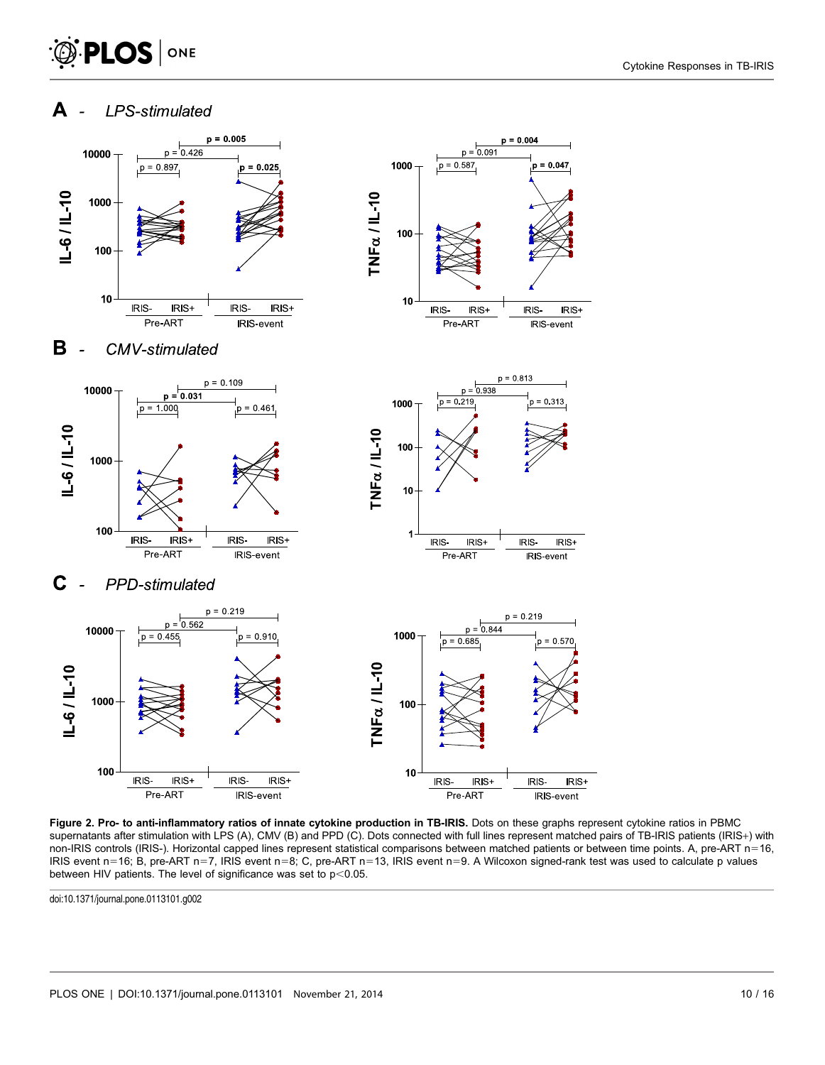**Figure 2. Pro- to anti-inflammatory ratios of innate cytokine production in TB-IRIS.** Dots on these graphs represent cytokine ratios in PBMC supernatants after stimulation with LPS (A), CMV (B) and PPD (C). Dots connected with full lines represent matched pairs of TB-IRIS patients (IRIS+) with non-IRIS controls (IRIS-). Horizontal capped lines represent statistical comparisons between matched patients or between time points. A, pre-ART n=16, IRIS event n=16; B, pre-ART n=7, IRIS event n=8; C, pre-ART n=13, IRIS event n=9. A Wilcoxon signed-rank test was used to calculate p values between HIV patients. The level of significance was set to $p<0.05$.

doi:10.1371/journal.pone.0113101.g002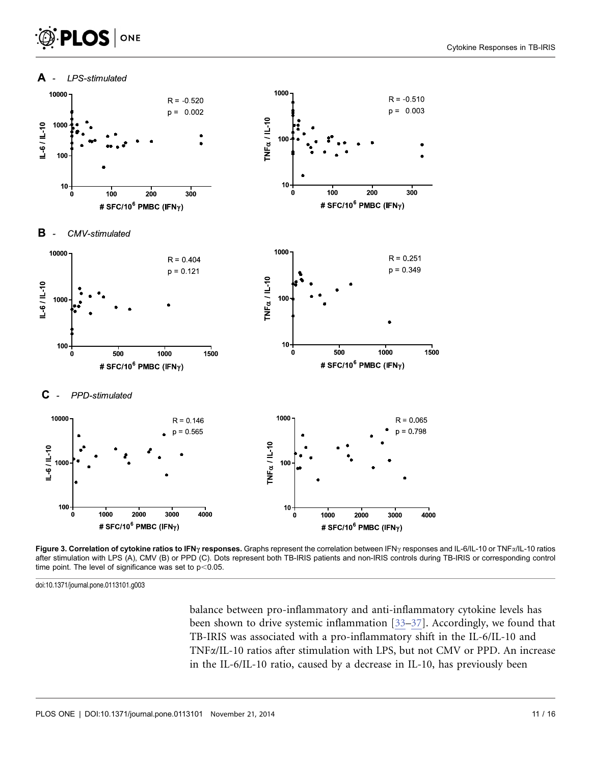**Figure 3. Correlation of cytokine ratios to IFNγ responses.** Graphs represent the correlation between IFNγ responses and IL-6/IL-10 or TNFα/IL-10 ratios after stimulation with LPS (A), CMV (B) or PPD (C). Dots represent both TB-IRIS patients and non-IRIS controls during TB-IRIS or corresponding control time point. The level of significance was set to $p < 0.05$.

doi:10.1371/journal.pone.0113101.g003

balance between pro-inflammatory and anti-inflammatory cytokine levels has been shown to drive systemic inflammation [33–37]. Accordingly, we found that TB-IRIS was associated with a pro-inflammatory shift in the IL-6/IL-10 and TNFα/IL-10 ratios after stimulation with LPS, but not CMV or PPD. An increase in the IL-6/IL-10 ratio, caused by a decrease in IL-10, has previously been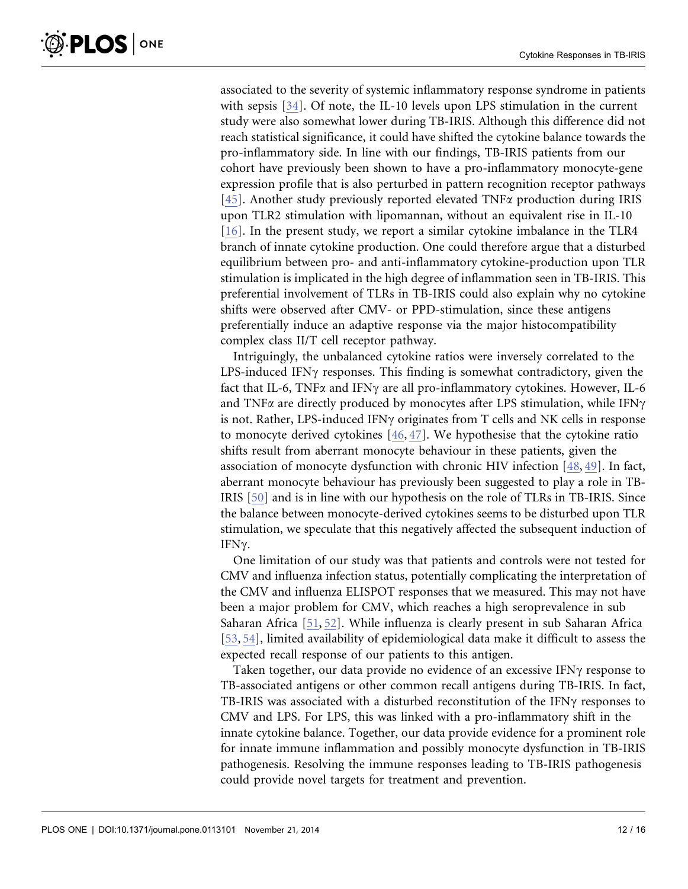associated to the severity of systemic inflammatory response syndrome in patients with sepsis [34]. Of note, the IL-10 levels upon LPS stimulation in the current study were also somewhat lower during TB-IRIS. Although this difference did not reach statistical significance, it could have shifted the cytokine balance towards the pro-inflammatory side. In line with our findings, TB-IRIS patients from our cohort have previously been shown to have a pro-inflammatory monocyte-gene expression profile that is also perturbed in pattern recognition receptor pathways [45]. Another study previously reported elevated TNFα production during IRIS upon TLR2 stimulation with lipomannan, without an equivalent rise in IL-10 [16]. In the present study, we report a similar cytokine imbalance in the TLR4 branch of innate cytokine production. One could therefore argue that a disturbed equilibrium between pro- and anti-inflammatory cytokine-production upon TLR stimulation is implicated in the high degree of inflammation seen in TB-IRIS. This preferential involvement of TLRs in TB-IRIS could also explain why no cytokine shifts were observed after CMV- or PPD-stimulation, since these antigens preferentially induce an adaptive response via the major histocompatibility complex class II/T cell receptor pathway.

Intriguingly, the unbalanced cytokine ratios were inversely correlated to the LPS-induced IFNγ responses. This finding is somewhat contradictory, given the fact that IL-6, TNFα and IFNγ are all pro-inflammatory cytokines. However, IL-6 and TNFα are directly produced by monocytes after LPS stimulation, while IFNγ is not. Rather, LPS-induced IFNγ originates from T cells and NK cells in response to monocyte derived cytokines [46, 47]. We hypothesise that the cytokine ratio shifts result from aberrant monocyte behaviour in these patients, given the association of monocyte dysfunction with chronic HIV infection [48, 49]. In fact, aberrant monocyte behaviour has previously been suggested to play a role in TB-IRIS [50] and is in line with our hypothesis on the role of TLRs in TB-IRIS. Since the balance between monocyte-derived cytokines seems to be disturbed upon TLR stimulation, we speculate that this negatively affected the subsequent induction of IFNγ.

One limitation of our study was that patients and controls were not tested for CMV and influenza infection status, potentially complicating the interpretation of the CMV and influenza ELISPOT responses that we measured. This may not have been a major problem for CMV, which reaches a high seroprevalence in sub Saharan Africa [51, 52]. While influenza is clearly present in sub Saharan Africa [53, 54], limited availability of epidemiological data make it difficult to assess the expected recall response of our patients to this antigen.

Taken together, our data provide no evidence of an excessive IFNγ response to TB-associated antigens or other common recall antigens during TB-IRIS. In fact, TB-IRIS was associated with a disturbed reconstitution of the IFNγ responses to CMV and LPS. For LPS, this was linked with a pro-inflammatory shift in the innate cytokine balance. Together, our data provide evidence for a prominent role for innate immune inflammation and possibly monocyte dysfunction in TB-IRIS pathogenesis. Resolving the immune responses leading to TB-IRIS pathogenesis could provide novel targets for treatment and prevention.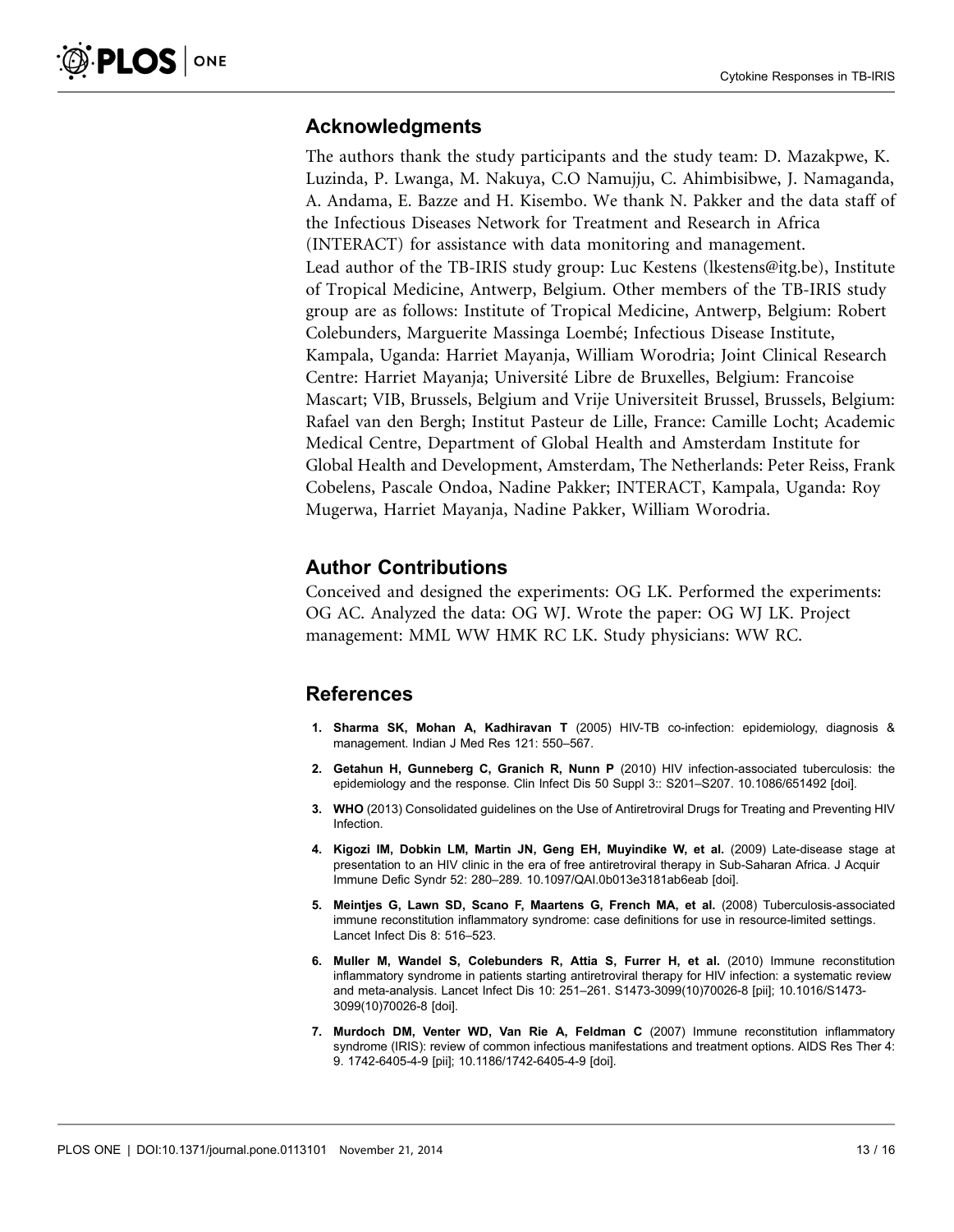## Acknowledgments

The authors thank the study participants and the study team: D. Mazakpwe, K. Luzinda, P. Lwanga, M. Nakuya, C.O Namujju, C. Ahimbisibwe, J. Namaganda, A. Andama, E. Bazze and H. Kisembo. We thank N. Pakker and the data staff of the Infectious Diseases Network for Treatment and Research in Africa (INTERACT) for assistance with data monitoring and management.
Lead author of the TB-IRIS study group: Luc Kestens (lkestens@itg.be), Institute of Tropical Medicine, Antwerp, Belgium. Other members of the TB-IRIS study group are as follows: Institute of Tropical Medicine, Antwerp, Belgium: Robert Colebunders, Marguerite Massinga Loembé; Infectious Disease Institute, Kampala, Uganda: Harriet Mayanja, William Worodria; Joint Clinical Research Centre: Harriet Mayanja; Université Libre de Bruxelles, Belgium: Francoise Mascart; VIB, Brussels, Belgium and Vrije Universiteit Brussel, Brussels, Belgium: Rafael van den Bergh; Institut Pasteur de Lille, France: Camille Locht; Academic Medical Centre, Department of Global Health and Amsterdam Institute for Global Health and Development, Amsterdam, The Netherlands: Peter Reiss, Frank Cobelens, Pascale Ondoa, Nadine Pakker; INTERACT, Kampala, Uganda: Roy Mugerwa, Harriet Mayanja, Nadine Pakker, William Worodria.

## Author Contributions

Conceived and designed the experiments: OG LK. Performed the experiments: OG AC. Analyzed the data: OG WJ. Wrote the paper: OG WJ LK. Project management: MML WW HMK RC LK. Study physicians: WW RC.

## References

1. **Sharma SK, Mohan A, Kadhiravan T** (2005) HIV-TB co-infection: epidemiology, diagnosis & management. Indian J Med Res 121: 550–567.
2. **Getahun H, Gunneberg C, Granich R, Nunn P** (2010) HIV infection-associated tuberculosis: the epidemiology and the response. Clin Infect Dis 50 Suppl 3:: S201–S207. 10.1086/651492 [doi].
3. **WHO** (2013) Consolidated guidelines on the Use of Antiretroviral Drugs for Treating and Preventing HIV Infection.
4. **Kigozi IM, Dobkin LM, Martin JN, Geng EH, Muyindike W, et al.** (2009) Late-disease stage at presentation to an HIV clinic in the era of free antiretroviral therapy in Sub-Saharan Africa. J Acquir Immune Defic Syndr 52: 280–289. 10.1097/QAI.0b013e3181ab6eab [doi].
5. **Meintjes G, Lawn SD, Scano F, Maartens G, French MA, et al.** (2008) Tuberculosis-associated immune reconstitution inflammatory syndrome: case definitions for use in resource-limited settings. Lancet Infect Dis 8: 516–523.
6. **Muller M, Wandel S, Colebunders R, Attia S, Furrer H, et al.** (2010) Immune reconstitution inflammatory syndrome in patients starting antiretroviral therapy for HIV infection: a systematic review and meta-analysis. Lancet Infect Dis 10: 251–261. S1473-3099(10)70026-8 [pii]; 10.1016/S1473-3099(10)70026-8 [doi].
7. **Murdoch DM, Venter WD, Van Rie A, Feldman C** (2007) Immune reconstitution inflammatory syndrome (IRIS): review of common infectious manifestations and treatment options. AIDS Res Ther 4: 9. 1742-6405-4-9 [pii]; 10.1186/1742-6405-4-9 [doi].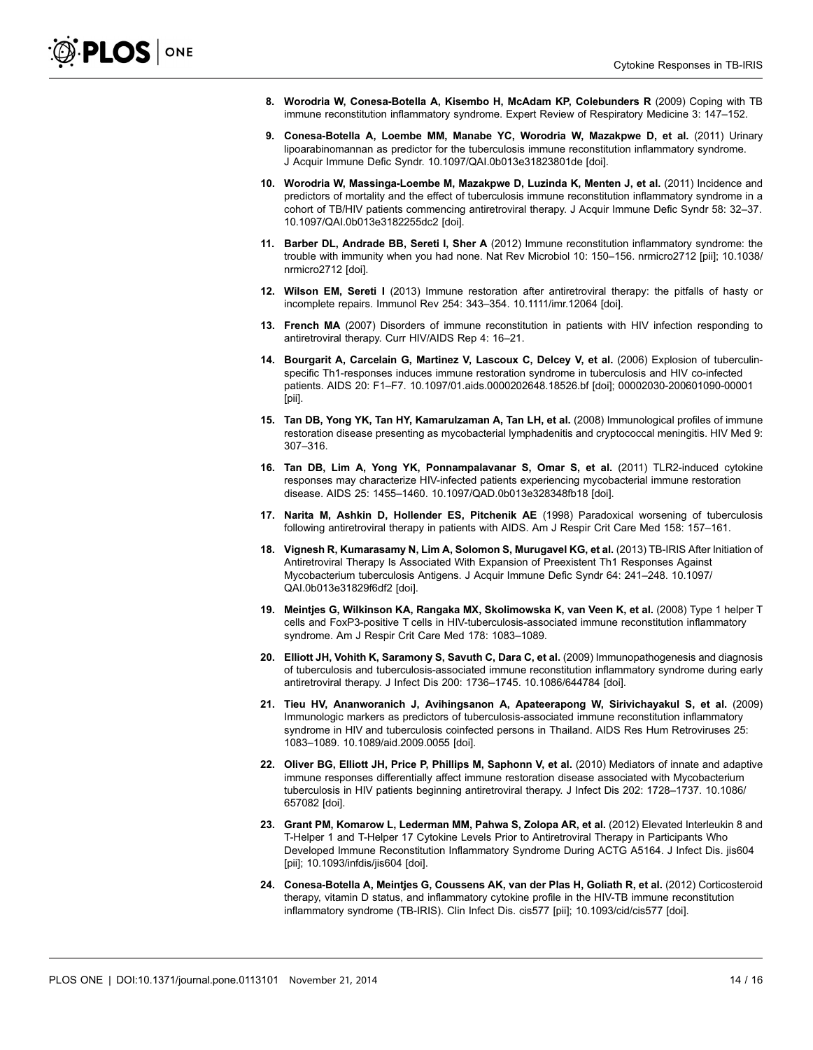8. **Worodria W, Conesa-Botella A, Kisembo H, McAdam KP, Colebunders R** (2009) Coping with TB immune reconstitution inflammatory syndrome. Expert Review of Respiratory Medicine 3: 147–152.

9. **Conesa-Botella A, Loembe MM, Manabe YC, Worodria W, Mazakpwe D, et al.** (2011) Urinary lipoarabinomannan as predictor for the tuberculosis immune reconstitution inflammatory syndrome. J Acquir Immune Defic Syndr. 10.1097/QAI.0b013e31823801de [doi].

10. **Worodria W, Massinga-Loembe M, Mazakpwe D, Luzinda K, Menten J, et al.** (2011) Incidence and predictors of mortality and the effect of tuberculosis immune reconstitution inflammatory syndrome in a cohort of TB/HIV patients commencing antiretroviral therapy. J Acquir Immune Defic Syndr 58: 32–37. 10.1097/QAI.0b013e3182255dc2 [doi].

11. **Barber DL, Andrade BB, Sereti I, Sher A** (2012) Immune reconstitution inflammatory syndrome: the trouble with immunity when you had none. Nat Rev Microbiol 10: 150–156. nrmicro2712 [pii]; 10.1038/nrmicro2712 [doi].

12. **Wilson EM, Sereti I** (2013) Immune restoration after antiretroviral therapy: the pitfalls of hasty or incomplete repairs. Immunol Rev 254: 343–354. 10.1111/imr.12064 [doi].

13. **French MA** (2007) Disorders of immune reconstitution in patients with HIV infection responding to antiretroviral therapy. Curr HIV/AIDS Rep 4: 16–21.

14. **Bourgarit A, Carcelain G, Martinez V, Lascoux C, Delcey V, et al.** (2006) Explosion of tuberculin-specific Th1-responses induces immune restoration syndrome in tuberculosis and HIV co-infected patients. AIDS 20: F1–F7. 10.1097/01.aids.0000202648.18526.bf [doi]; 00002030-200601090-00001 [pii].

15. **Tan DB, Yong YK, Tan HY, Kamarulzaman A, Tan LH, et al.** (2008) Immunological profiles of immune restoration disease presenting as mycobacterial lymphadenitis and cryptococcal meningitis. HIV Med 9: 307–316.

16. **Tan DB, Lim A, Yong YK, Ponnampalavanar S, Omar S, et al.** (2011) TLR2-induced cytokine responses may characterize HIV-infected patients experiencing mycobacterial immune restoration disease. AIDS 25: 1455–1460. 10.1097/QAD.0b013e328348fb18 [doi].

17. **Narita M, Ashkin D, Hollender ES, Pitchenik AE** (1998) Paradoxical worsening of tuberculosis following antiretroviral therapy in patients with AIDS. Am J Respir Crit Care Med 158: 157–161.

18. **Vignesh R, Kumarasamy N, Lim A, Solomon S, Murugavel KG, et al.** (2013) TB-IRIS After Initiation of Antiretroviral Therapy Is Associated With Expansion of Preexistent Th1 Responses Against Mycobacterium tuberculosis Antigens. J Acquir Immune Defic Syndr 64: 241–248. 10.1097/QAI.0b013e31829f6df2 [doi].

19. **Meintjes G, Wilkinson KA, Rangaka MX, Skolimowska K, van Veen K, et al.** (2008) Type 1 helper T cells and FoxP3-positive T cells in HIV-tuberculosis-associated immune reconstitution inflammatory syndrome. Am J Respir Crit Care Med 178: 1083–1089.

20. **Elliott JH, Vohith K, Saramony S, Savuth C, Dara C, et al.** (2009) Immunopathogenesis and diagnosis of tuberculosis and tuberculosis-associated immune reconstitution inflammatory syndrome during early antiretroviral therapy. J Infect Dis 200: 1736–1745. 10.1086/644784 [doi].

21. **Tieu HV, Ananworanich J, Avihingsanon A, Apateerapong W, Sirivichayakul S, et al.** (2009) Immunologic markers as predictors of tuberculosis-associated immune reconstitution inflammatory syndrome in HIV and tuberculosis coinfected persons in Thailand. AIDS Res Hum Retroviruses 25: 1083–1089. 10.1089/aid.2009.0055 [doi].

22. **Oliver BG, Elliott JH, Price P, Phillips M, Saphonn V, et al.** (2010) Mediators of innate and adaptive immune responses differentially affect immune restoration disease associated with Mycobacterium tuberculosis in HIV patients beginning antiretroviral therapy. J Infect Dis 202: 1728–1737. 10.1086/657082 [doi].

23. **Grant PM, Komarow L, Lederman MM, Pahwa S, Zolopa AR, et al.** (2012) Elevated Interleukin 8 and T-Helper 1 and T-Helper 17 Cytokine Levels Prior to Antiretroviral Therapy in Participants Who Developed Immune Reconstitution Inflammatory Syndrome During ACTG A5164. J Infect Dis. jis604 [pii]; 10.1093/infdis/jis604 [doi].

24. **Conesa-Botella A, Meintjes G, Coussens AK, van der Plas H, Goliath R, et al.** (2012) Corticosteroid therapy, vitamin D status, and inflammatory cytokine profile in the HIV-TB immune reconstitution inflammatory syndrome (TB-IRIS). Clin Infect Dis. cis577 [pii]; 10.1093/cid/cis577 [doi].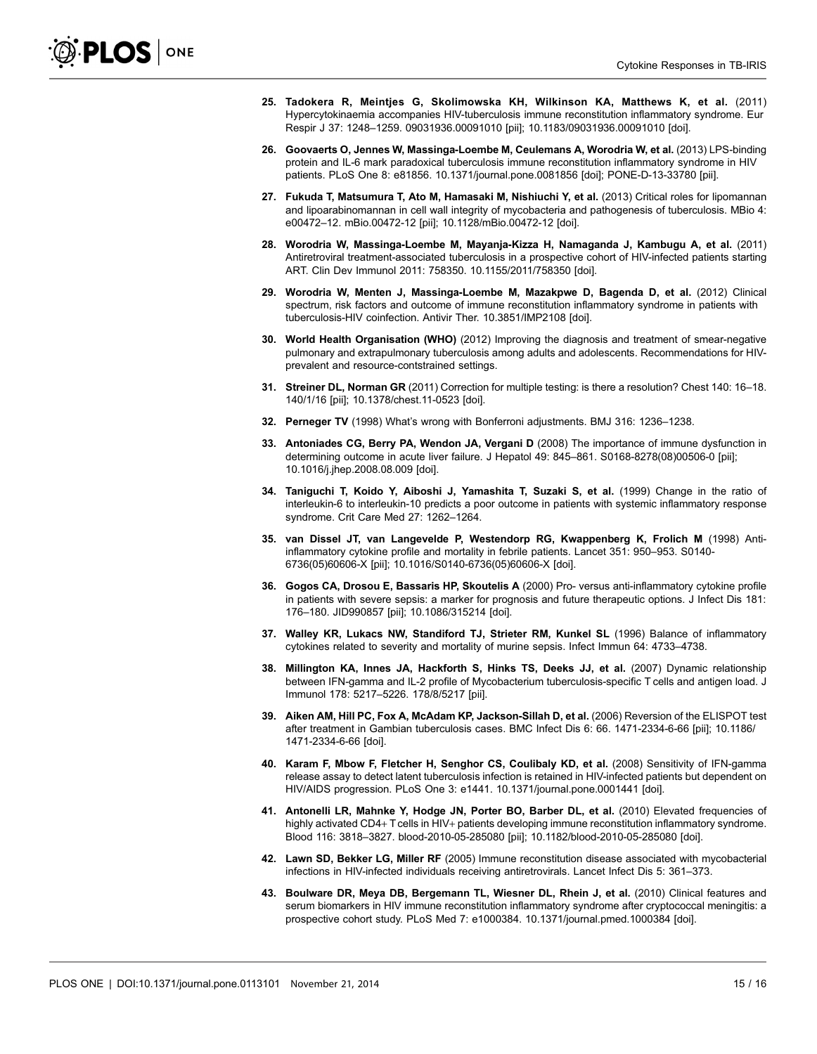25. **Tadokera R, Meintjes G, Skolimowska KH, Wilkinson KA, Matthews K, et al.** (2011) Hypercytokinaemia accompanies HIV-tuberculosis immune reconstitution inflammatory syndrome. Eur Respir J 37: 1248–1259. 09031936.00091010 [pii]; 10.1183/09031936.00091010 [doi].

26. **Goovaerts O, Jennes W, Massinga-Loembe M, Ceulemans A, Worodria W, et al.** (2013) LPS-binding protein and IL-6 mark paradoxical tuberculosis immune reconstitution inflammatory syndrome in HIV patients. PLoS One 8: e81856. 10.1371/journal.pone.0081856 [doi]; PONE-D-13-33780 [pii].

27. **Fukuda T, Matsumura T, Ato M, Hamasaki M, Nishiuchi Y, et al.** (2013) Critical roles for lipomannan and lipoarabinomannan in cell wall integrity of mycobacteria and pathogenesis of tuberculosis. MBio 4: e00472–12. mBio.00472-12 [pii]; 10.1128/mBio.00472-12 [doi].

28. **Worodria W, Massinga-Loembe M, Mayanja-Kizza H, Namaganda J, Kambugu A, et al.** (2011) Antiretroviral treatment-associated tuberculosis in a prospective cohort of HIV-infected patients starting ART. Clin Dev Immunol 2011: 758350. 10.1155/2011/758350 [doi].

29. **Worodria W, Menten J, Massinga-Loembe M, Mazakpwe D, Bagenda D, et al.** (2012) Clinical spectrum, risk factors and outcome of immune reconstitution inflammatory syndrome in patients with tuberculosis-HIV coinfection. Antivir Ther. 10.3851/IMP2108 [doi].

30. **World Health Organisation (WHO)** (2012) Improving the diagnosis and treatment of smear-negative pulmonary and extrapulmonary tuberculosis among adults and adolescents. Recommendations for HIV-prevalent and resource-contstrained settings.

31. **Streiner DL, Norman GR** (2011) Correction for multiple testing: is there a resolution? Chest 140: 16–18. 140/1/16 [pii]; 10.1378/chest.11-0523 [doi].

32. **Perneger TV** (1998) What's wrong with Bonferroni adjustments. BMJ 316: 1236–1238.

33. **Antoniades CG, Berry PA, Wendon JA, Vergani D** (2008) The importance of immune dysfunction in determining outcome in acute liver failure. J Hepatol 49: 845–861. S0168-8278(08)00506-0 [pii]; 10.1016/j.jhep.2008.08.009 [doi].

34. **Taniguchi T, Koido Y, Aiboshi J, Yamashita T, Suzaki S, et al.** (1999) Change in the ratio of interleukin-6 to interleukin-10 predicts a poor outcome in patients with systemic inflammatory response syndrome. Crit Care Med 27: 1262–1264.

35. **van Dissel JT, van Langevelde P, Westendorp RG, Kwappenberg K, Frolich M** (1998) Anti-inflammatory cytokine profile and mortality in febrile patients. Lancet 351: 950–953. S0140-6736(05)60606-X [pii]; 10.1016/S0140-6736(05)60606-X [doi].

36. **Gogos CA, Drosou E, Bassaris HP, Skoutelis A** (2000) Pro- versus anti-inflammatory cytokine profile in patients with severe sepsis: a marker for prognosis and future therapeutic options. J Infect Dis 181: 176–180. JID990857 [pii]; 10.1086/315214 [doi].

37. **Walley KR, Lukacs NW, Standiford TJ, Strieter RM, Kunkel SL** (1996) Balance of inflammatory cytokines related to severity and mortality of murine sepsis. Infect Immun 64: 4733–4738.

38. **Millington KA, Innes JA, Hackforth S, Hinks TS, Deeks JJ, et al.** (2007) Dynamic relationship between IFN-gamma and IL-2 profile of Mycobacterium tuberculosis-specific T cells and antigen load. J Immunol 178: 5217–5226. 178/8/5217 [pii].

39. **Aiken AM, Hill PC, Fox A, McAdam KP, Jackson-Sillah D, et al.** (2006) Reversion of the ELISPOT test after treatment in Gambian tuberculosis cases. BMC Infect Dis 6: 66. 1471-2334-6-66 [pii]; 10.1186/1471-2334-6-66 [doi].

40. **Karam F, Mbow F, Fletcher H, Senghor CS, Coulibaly KD, et al.** (2008) Sensitivity of IFN-gamma release assay to detect latent tuberculosis infection is retained in HIV-infected patients but dependent on HIV/AIDS progression. PLoS One 3: e1441. 10.1371/journal.pone.0001441 [doi].

41. **Antonelli LR, Mahnke Y, Hodge JN, Porter BO, Barber DL, et al.** (2010) Elevated frequencies of highly activated CD4+ T cells in HIV+ patients developing immune reconstitution inflammatory syndrome. Blood 116: 3818–3827. blood-2010-05-285080 [pii]; 10.1182/blood-2010-05-285080 [doi].

42. **Lawn SD, Bekker LG, Miller RF** (2005) Immune reconstitution disease associated with mycobacterial infections in HIV-infected individuals receiving antiretrovirals. Lancet Infect Dis 5: 361–373.

43. **Boulware DR, Meya DB, Bergemann TL, Wiesner DL, Rhein J, et al.** (2010) Clinical features and serum biomarkers in HIV immune reconstitution inflammatory syndrome after cryptococcal meningitis: a prospective cohort study. PLoS Med 7: e1000384. 10.1371/journal.pmed.1000384 [doi].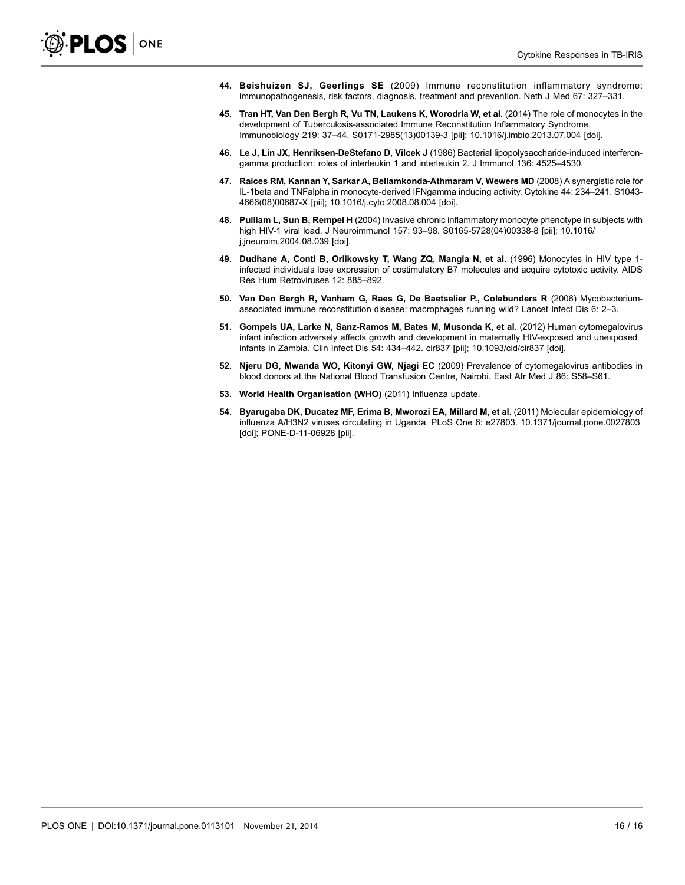44. **Beishuizen SJ, Geerlings SE** (2009) Immune reconstitution inflammatory syndrome: immunopathogenesis, risk factors, diagnosis, treatment and prevention. Neth J Med 67: 327–331.

45. **Tran HT, Van Den Bergh R, Vu TN, Laukens K, Worodria W, et al.** (2014) The role of monocytes in the development of Tuberculosis-associated Immune Reconstitution Inflammatory Syndrome. Immunobiology 219: 37–44. S0171-2985(13)00139-3 [pii]; 10.1016/j.imbio.2013.07.004 [doi].

46. **Le J, Lin JX, Henriksen-DeStefano D, Vilcek J** (1986) Bacterial lipopolysaccharide-induced interferon-gamma production: roles of interleukin 1 and interleukin 2. J Immunol 136: 4525–4530.

47. **Raices RM, Kannan Y, Sarkar A, Bellamkonda-Athmaram V, Wewers MD** (2008) A synergistic role for IL-1beta and TNFalpha in monocyte-derived IFNgamma inducing activity. Cytokine 44: 234–241. S1043-4666(08)00687-X [pii]; 10.1016/j.cyto.2008.08.004 [doi].

48. **Pulliam L, Sun B, Rempel H** (2004) Invasive chronic inflammatory monocyte phenotype in subjects with high HIV-1 viral load. J Neuroimmunol 157: 93–98. S0165-5728(04)00338-8 [pii]; 10.1016/j.jneuroim.2004.08.039 [doi].

49. **Dudhane A, Conti B, Orlikowsky T, Wang ZQ, Mangla N, et al.** (1996) Monocytes in HIV type 1-infected individuals lose expression of costimulatory B7 molecules and acquire cytotoxic activity. AIDS Res Hum Retroviruses 12: 885–892.

50. **Van Den Bergh R, Vanham G, Raes G, De Baetselier P., Colebunders R** (2006) Mycobacterium-associated immune reconstitution disease: macrophages running wild? Lancet Infect Dis 6: 2–3.

51. **Gompels UA, Larke N, Sanz-Ramos M, Bates M, Musonda K, et al.** (2012) Human cytomegalovirus infant infection adversely affects growth and development in maternally HIV-exposed and unexposed infants in Zambia. Clin Infect Dis 54: 434–442. cir837 [pii]; 10.1093/cid/cir837 [doi].

52. **Njeru DG, Mwanda WO, Kitonyi GW, Njagi EC** (2009) Prevalence of cytomegalovirus antibodies in blood donors at the National Blood Transfusion Centre, Nairobi. East Afr Med J 86: S58–S61.

53. **World Health Organisation (WHO)** (2011) Influenza update.

54. **Byarugaba DK, Ducatez MF, Erima B, Mworozi EA, Millard M, et al.** (2011) Molecular epidemiology of influenza A/H3N2 viruses circulating in Uganda. PLoS One 6: e27803. 10.1371/journal.pone.0027803 [doi]; PONE-D-11-06928 [pii].